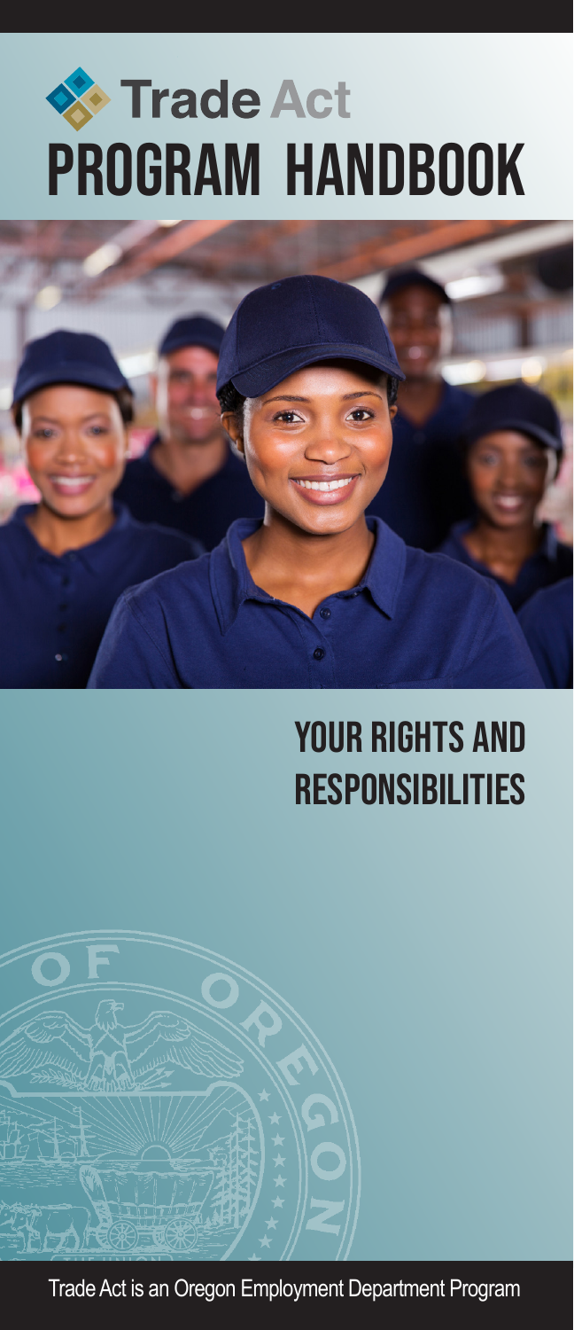# Trade Act

# PROGRAM HANDBOOK

## YOUR RIGHTS AND RESPONSIBILITIES

Trade Act is an Oregon Employment Department Program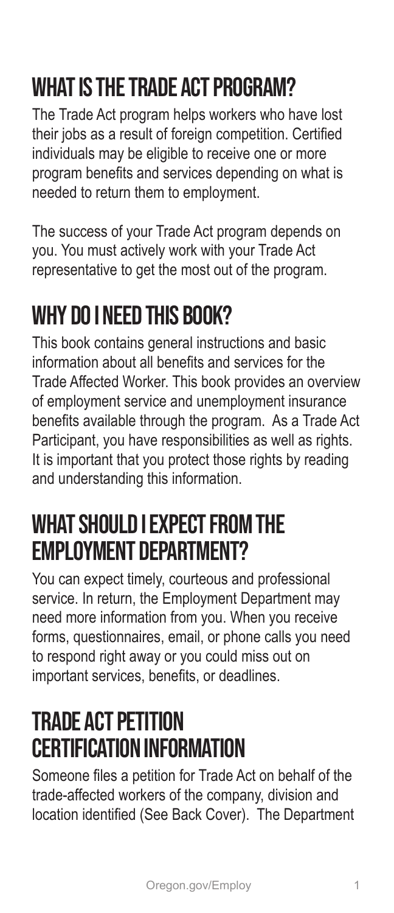# WHAT IS THE TRADE ACT PROGRAM?

The Trade Act program helps workers who have lost their jobs as a result of foreign competition. Certified individuals may be eligible to receive one or more program benefits and services depending on what is needed to return them to employment.

The success of your Trade Act program depends on you. You must actively work with your Trade Act representative to get the most out of the program.

# WHY DO I NEED THIS BOOK?

This book contains general instructions and basic information about all benefits and services for the Trade Affected Worker. This book provides an overview of employment service and unemployment insurance benefits available through the program. As a Trade Act Participant, you have responsibilities as well as rights. It is important that you protect those rights by reading and understanding this information.

# WHAT SHOULD I EXPECT FROM THE EMPLOYMENT DEPARTMENT?

You can expect timely, courteous and professional service. In return, the Employment Department may need more information from you. When you receive forms, questionnaires, email, or phone calls you need to respond right away or you could miss out on important services, benefits, or deadlines.

# TRADE ACT PETITION CERTIFICATION INFORMATION

Someone files a petition for Trade Act on behalf of the trade-affected workers of the company, division and location identified (See Back Cover). The Department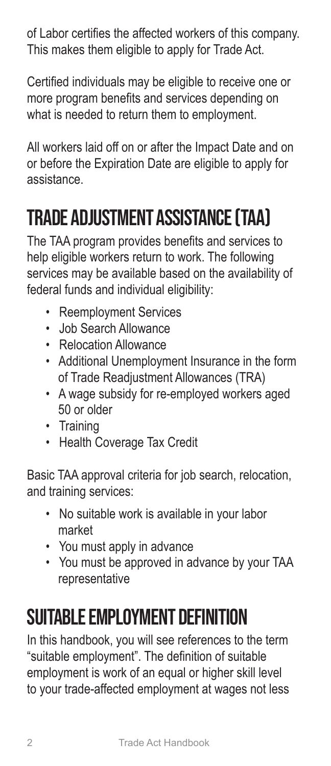of Labor certifies the affected workers of this company. This makes them eligible to apply for Trade Act.

Certified individuals may be eligible to receive one or more program benefits and services depending on what is needed to return them to employment.

All workers laid off on or after the Impact Date and on or before the Expiration Date are eligible to apply for assistance.

## TRADE ADJUSTMENT ASSISTANCE (TAA)

The TAA program provides benefits and services to help eligible workers return to work. The following services may be available based on the availability of federal funds and individual eligibility:

- Reemployment Services
- Job Search Allowance
- Relocation Allowance
- Additional Unemployment Insurance in the form of Trade Readjustment Allowances (TRA)
- A wage subsidy for re-employed workers aged 50 or older
- Training
- Health Coverage Tax Credit

Basic TAA approval criteria for job search, relocation, and training services:

- No suitable work is available in your labor market
- You must apply in advance
- You must be approved in advance by your TAA representative

## SUITABLE EMPLOYMENT DEFINITION

In this handbook, you will see references to the term "suitable employment". The definition of suitable employment is work of an equal or higher skill level to your trade-affected employment at wages not less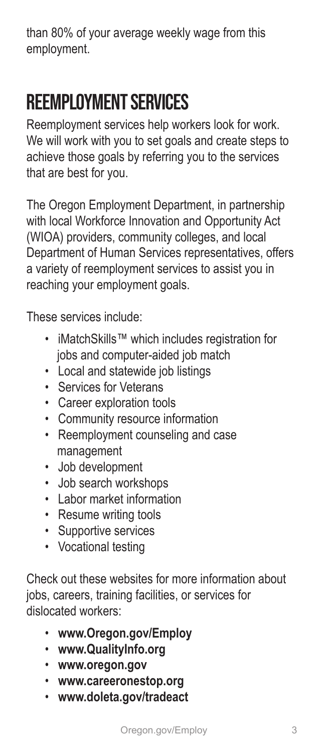than 80% of your average weekly wage from this employment.

## REEMPLOYMENT SERVICES

Reemployment services help workers look for work. We will work with you to set goals and create steps to achieve those goals by referring you to the services that are best for you.

The Oregon Employment Department, in partnership with local Workforce Innovation and Opportunity Act (WIOA) providers, community colleges, and local Department of Human Services representatives, offers a variety of reemployment services to assist you in reaching your employment goals.

These services include:

- iMatchSkills™ which includes registration for jobs and computer-aided job match
- Local and statewide job listings
- Services for Veterans
- Career exploration tools
- Community resource information
- Reemployment counseling and case management
- Job development
- Job search workshops
- Labor market information
- Resume writing tools
- Supportive services
- Vocational testing

Check out these websites for more information about jobs, careers, training facilities, or services for dislocated workers:

- **www.Oregon.gov/Employ**
- **www.QualityInfo.org**
- **www.oregon.gov**
- **www.careeronestop.org**
- **www.doleta.gov/tradeact**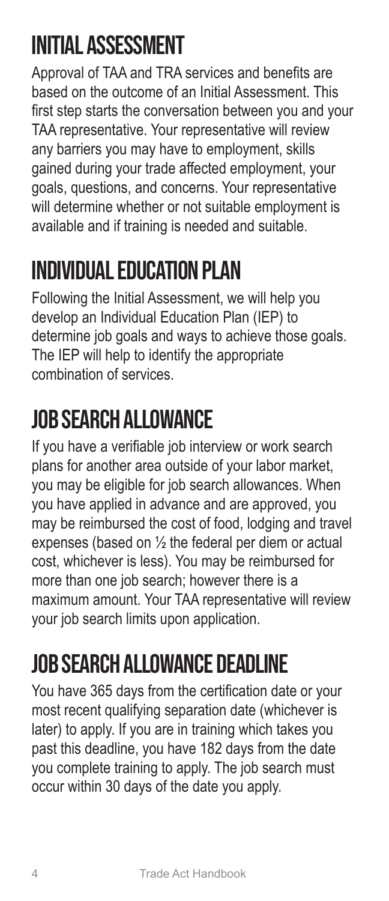# INITIAL ASSESSMENT

Approval of TAA and TRA services and benefits are based on the outcome of an Initial Assessment. This first step starts the conversation between you and your TAA representative. Your representative will review any barriers you may have to employment, skills gained during your trade affected employment, your goals, questions, and concerns. Your representative will determine whether or not suitable employment is available and if training is needed and suitable.

# INDIVIDUAL EDUCATION PLAN

Following the Initial Assessment, we will help you develop an Individual Education Plan (IEP) to determine job goals and ways to achieve those goals. The IEP will help to identify the appropriate combination of services.

# JOB SEARCH ALLOWANCE

If you have a verifiable job interview or work search plans for another area outside of your labor market, you may be eligible for job search allowances. When you have applied in advance and are approved, you may be reimbursed the cost of food, lodging and travel expenses (based on ½ the federal per diem or actual cost, whichever is less). You may be reimbursed for more than one job search; however there is a maximum amount. Your TAA representative will review your job search limits upon application.

# JOB SEARCH ALLOWANCE DEADLINE

You have 365 days from the certification date or your most recent qualifying separation date (whichever is later) to apply. If you are in training which takes you past this deadline, you have 182 days from the date you complete training to apply. The job search must occur within 30 days of the date you apply.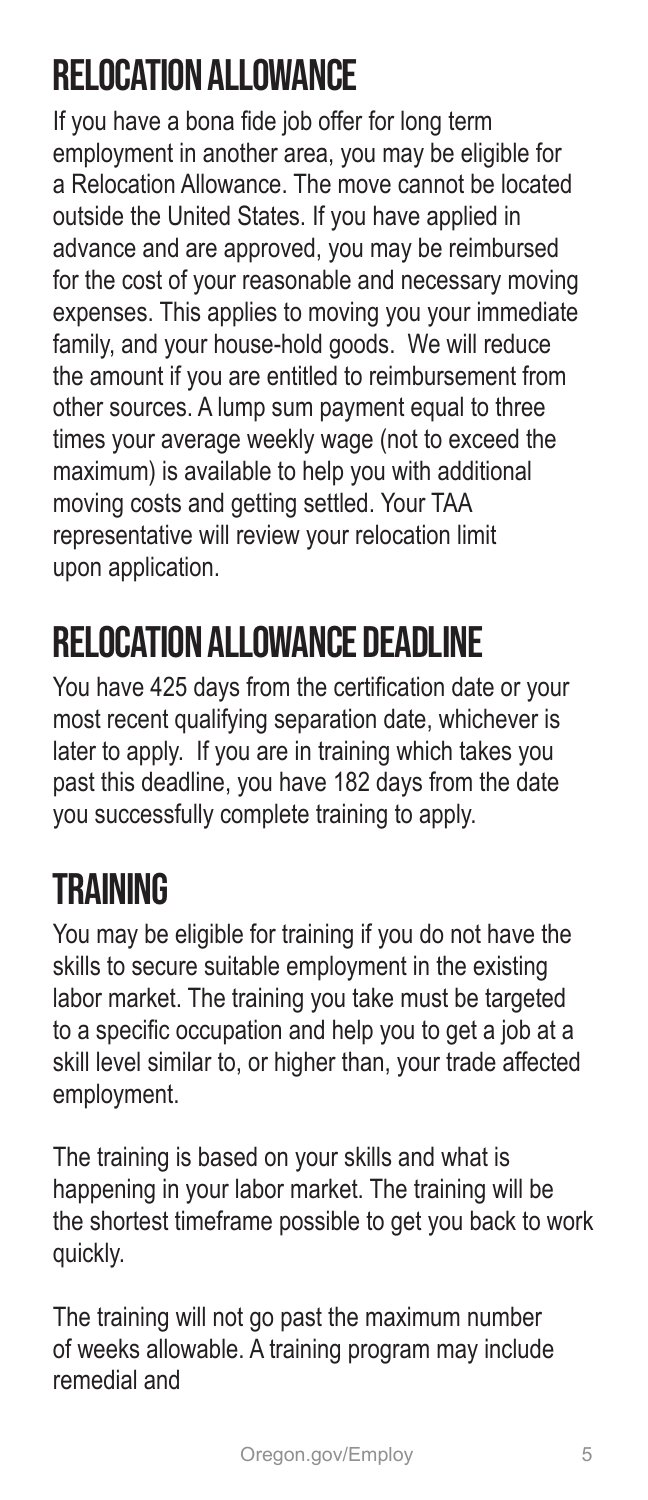# RELOCATION ALLOWANCE

If you have a bona fide job offer for long term employment in another area, you may be eligible for a Relocation Allowance. The move cannot be located outside the United States. If you have applied in advance and are approved, you may be reimbursed for the cost of your reasonable and necessary moving expenses. This applies to moving you your immediate family, and your house-hold goods. We will reduce the amount if you are entitled to reimbursement from other sources. A lump sum payment equal to three times your average weekly wage (not to exceed the maximum) is available to help you with additional moving costs and getting settled. Your TAA representative will review your relocation limit upon application.

# RELOCATION ALLOWANCE DEADLINE

You have 425 days from the certification date or your most recent qualifying separation date, whichever is later to apply. If you are in training which takes you past this deadline, you have 182 days from the date you successfully complete training to apply.

# TRAINING

You may be eligible for training if you do not have the skills to secure suitable employment in the existing labor market. The training you take must be targeted to a specific occupation and help you to get a job at a skill level similar to, or higher than, your trade affected employment.

The training is based on your skills and what is happening in your labor market. The training will be the shortest timeframe possible to get you back to work quickly.

The training will not go past the maximum number of weeks allowable. A training program may include remedial and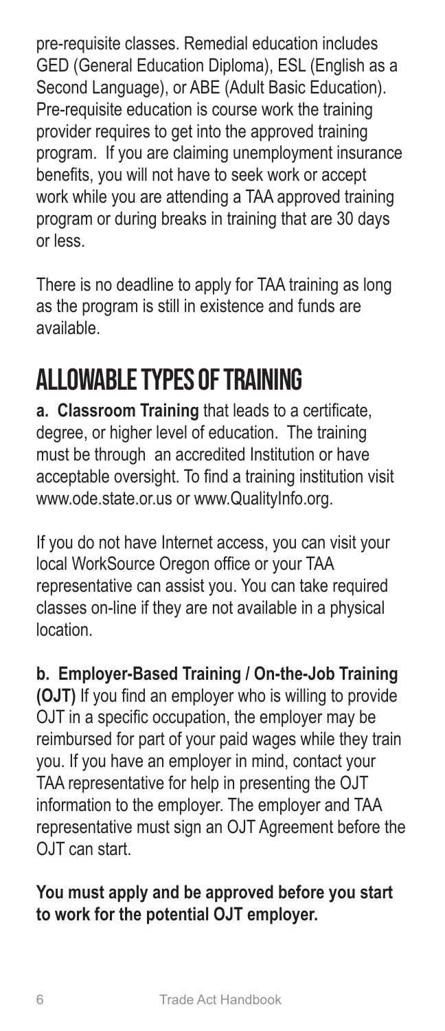pre-requisite classes. Remedial education includes GED (General Education Diploma), ESL (English as a Second Language), or ABE (Adult Basic Education). Pre-requisite education is course work the training provider requires to get into the approved training program. If you are claiming unemployment insurance benefits, you will not have to seek work or accept work while you are attending a TAA approved training program or during breaks in training that are 30 days or less.

There is no deadline to apply for TAA training as long as the program is still in existence and funds are available.

## ALLOWABLE TYPES OF TRAINING

**a. Classroom Training** that leads to a certificate, degree, or higher level of education. The training must be through an accredited Institution or have acceptable oversight. To find a training institution visit www.ode.state.or.us or www.QualityInfo.org.

If you do not have Internet access, you can visit your local WorkSource Oregon office or your TAA representative can assist you. You can take required classes on-line if they are not available in a physical location.

**b. Employer-Based Training / On-the-Job Training (OJT)** If you find an employer who is willing to provide OJT in a specific occupation, the employer may be reimbursed for part of your paid wages while they train you. If you have an employer in mind, contact your TAA representative for help in presenting the OJT information to the employer. The employer and TAA representative must sign an OJT Agreement before the OJT can start.

**You must apply and be approved before you start to work for the potential OJT employer.**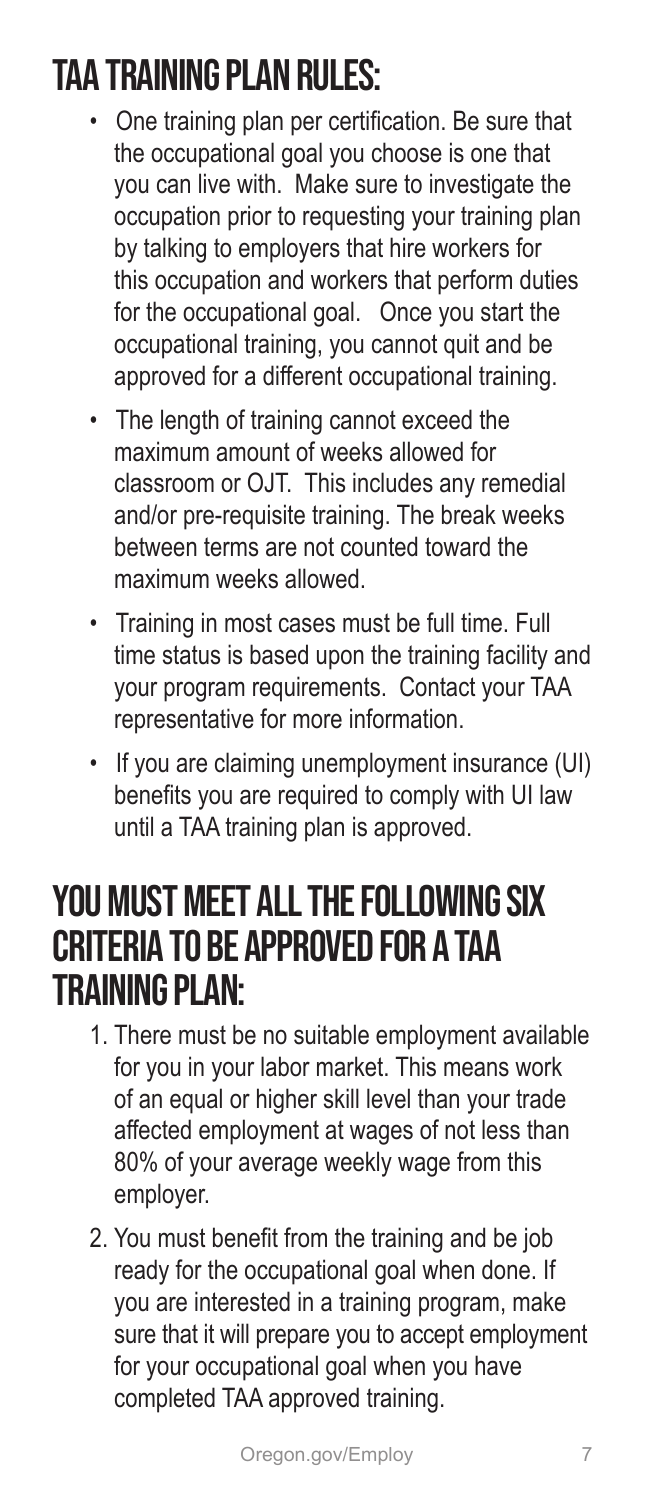# TAA TRAINING PLAN RULES:

- One training plan per certification. Be sure that the occupational goal you choose is one that you can live with. Make sure to investigate the occupation prior to requesting your training plan by talking to employers that hire workers for this occupation and workers that perform duties for the occupational goal. Once you start the occupational training, you cannot quit and be approved for a different occupational training.
- The length of training cannot exceed the maximum amount of weeks allowed for classroom or OJT. This includes any remedial and/or pre-requisite training. The break weeks between terms are not counted toward the maximum weeks allowed.
- Training in most cases must be full time. Full time status is based upon the training facility and your program requirements. Contact your TAA representative for more information.
- If you are claiming unemployment insurance (UI) benefits you are required to comply with UI law until a TAA training plan is approved.

# YOU MUST MEET ALL THE FOLLOWING SIX CRITERIA TO BE APPROVED FOR A TAA TRAINING PLAN:

1. There must be no suitable employment available for you in your labor market. This means work of an equal or higher skill level than your trade affected employment at wages of not less than 80% of your average weekly wage from this employer.
2. You must benefit from the training and be job ready for the occupational goal when done. If you are interested in a training program, make sure that it will prepare you to accept employment for your occupational goal when you have completed TAA approved training.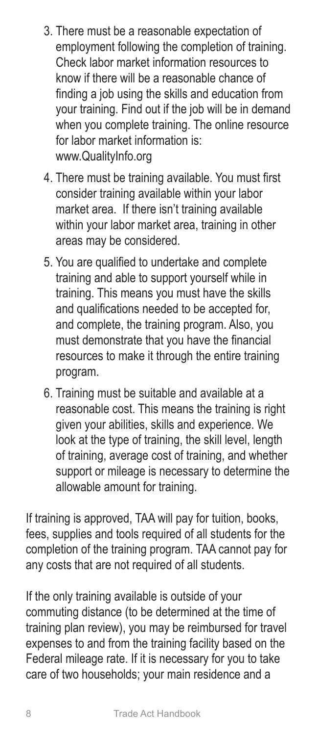3. There must be a reasonable expectation of employment following the completion of training. Check labor market information resources to know if there will be a reasonable chance of finding a job using the skills and education from your training. Find out if the job will be in demand when you complete training. The online resource for labor market information is: www.QualityInfo.org

4. There must be training available. You must first consider training available within your labor market area. If there isn't training available within your labor market area, training in other areas may be considered.

5. You are qualified to undertake and complete training and able to support yourself while in training. This means you must have the skills and qualifications needed to be accepted for, and complete, the training program. Also, you must demonstrate that you have the financial resources to make it through the entire training program.

6. Training must be suitable and available at a reasonable cost. This means the training is right given your abilities, skills and experience. We look at the type of training, the skill level, length of training, average cost of training, and whether support or mileage is necessary to determine the allowable amount for training.

If training is approved, TAA will pay for tuition, books, fees, supplies and tools required of all students for the completion of the training program. TAA cannot pay for any costs that are not required of all students.

If the only training available is outside of your commuting distance (to be determined at the time of training plan review), you may be reimbursed for travel expenses to and from the training facility based on the Federal mileage rate. If it is necessary for you to take care of two households; your main residence and a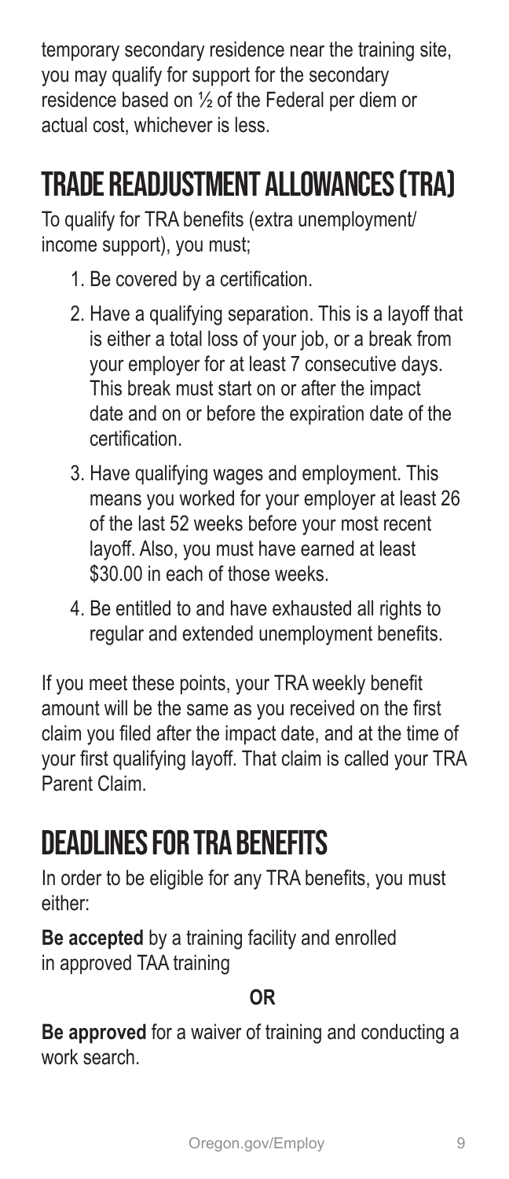temporary secondary residence near the training site, you may qualify for support for the secondary residence based on ½ of the Federal per diem or actual cost, whichever is less.

# TRADE READJUSTMENT ALLOWANCES (TRA)

To qualify for TRA benefits (extra unemployment/ income support), you must;

1. Be covered by a certification.
2. Have a qualifying separation. This is a layoff that is either a total loss of your job, or a break from your employer for at least 7 consecutive days. This break must start on or after the impact date and on or before the expiration date of the certification.
3. Have qualifying wages and employment. This means you worked for your employer at least 26 of the last 52 weeks before your most recent layoff. Also, you must have earned at least $30.00 in each of those weeks.
4. Be entitled to and have exhausted all rights to regular and extended unemployment benefits.

If you meet these points, your TRA weekly benefit amount will be the same as you received on the first claim you filed after the impact date, and at the time of your first qualifying layoff. That claim is called your TRA Parent Claim.

# DEADLINES FOR TRA BENEFITS

In order to be eligible for any TRA benefits, you must either:

**Be accepted** by a training facility and enrolled in approved TAA training

**OR**

**Be approved** for a waiver of training and conducting a work search.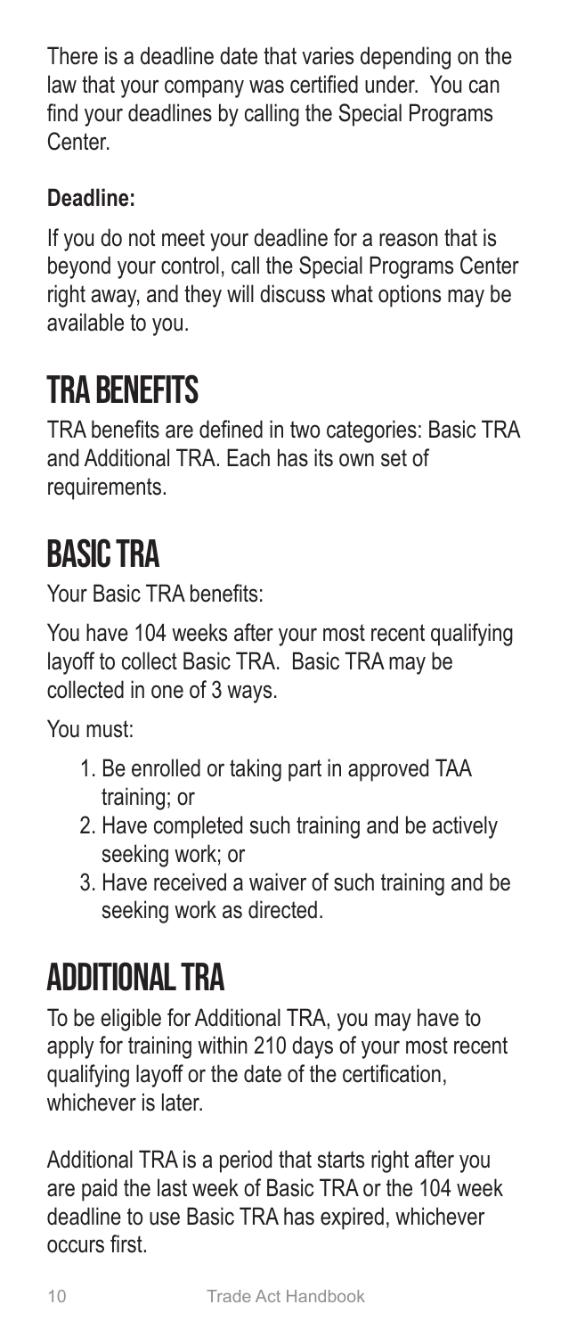There is a deadline date that varies depending on the law that your company was certified under. You can find your deadlines by calling the Special Programs Center.

**Deadline:**

If you do not meet your deadline for a reason that is beyond your control, call the Special Programs Center right away, and they will discuss what options may be available to you.

# TRA Benefits

TRA benefits are defined in two categories: Basic TRA and Additional TRA. Each has its own set of requirements.

# Basic TRA

Your Basic TRA benefits:

You have 104 weeks after your most recent qualifying layoff to collect Basic TRA. Basic TRA may be collected in one of 3 ways.

You must:

1. Be enrolled or taking part in approved TAA training; or
2. Have completed such training and be actively seeking work; or
3. Have received a waiver of such training and be seeking work as directed.

# Additional TRA

To be eligible for Additional TRA, you may have to apply for training within 210 days of your most recent qualifying layoff or the date of the certification, whichever is later.

Additional TRA is a period that starts right after you are paid the last week of Basic TRA or the 104 week deadline to use Basic TRA has expired, whichever occurs first.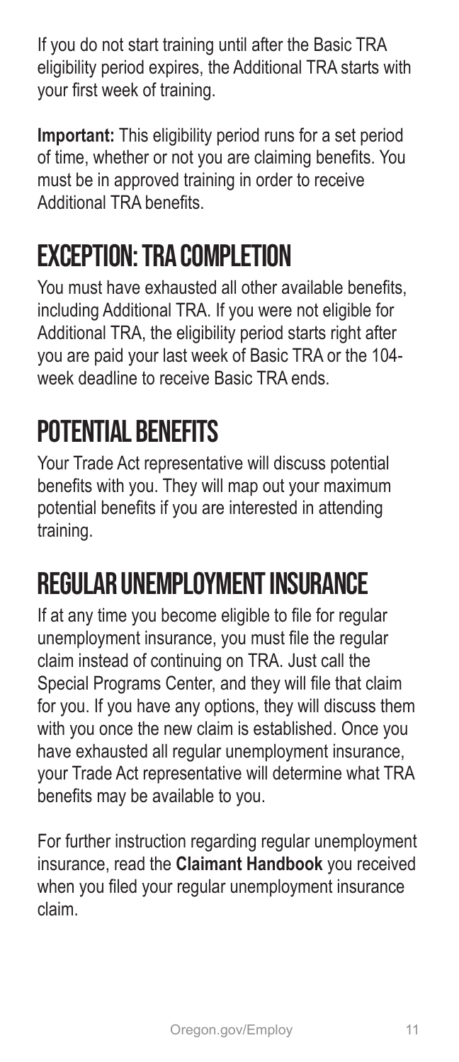If you do not start training until after the Basic TRA eligibility period expires, the Additional TRA starts with your first week of training.

**Important:** This eligibility period runs for a set period of time, whether or not you are claiming benefits. You must be in approved training in order to receive Additional TRA benefits.

## EXCEPTION: TRA COMPLETION

You must have exhausted all other available benefits, including Additional TRA. If you were not eligible for Additional TRA, the eligibility period starts right after you are paid your last week of Basic TRA or the 104-week deadline to receive Basic TRA ends.

## POTENTIAL BENEFITS

Your Trade Act representative will discuss potential benefits with you. They will map out your maximum potential benefits if you are interested in attending training.

## REGULAR UNEMPLOYMENT INSURANCE

If at any time you become eligible to file for regular unemployment insurance, you must file the regular claim instead of continuing on TRA. Just call the Special Programs Center, and they will file that claim for you. If you have any options, they will discuss them with you once the new claim is established. Once you have exhausted all regular unemployment insurance, your Trade Act representative will determine what TRA benefits may be available to you.

For further instruction regarding regular unemployment insurance, read the **Claimant Handbook** you received when you filed your regular unemployment insurance claim.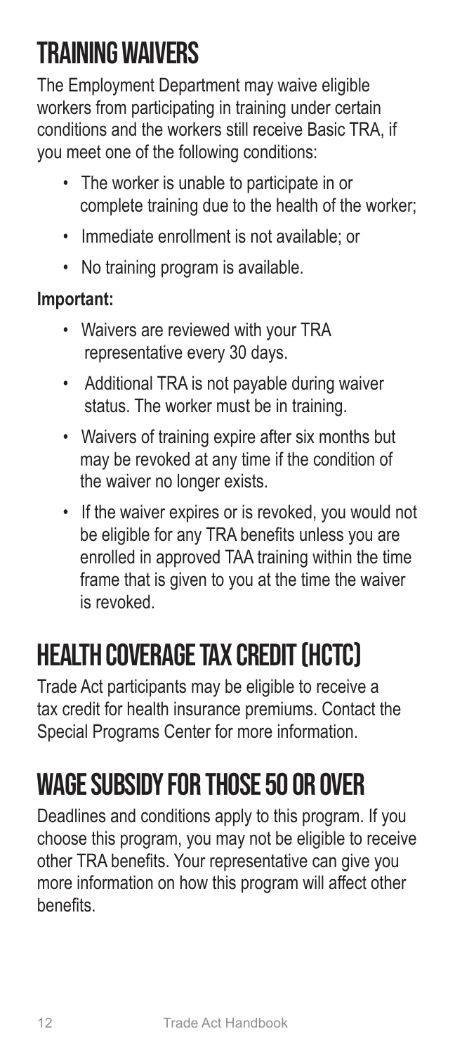# Training Waivers

The Employment Department may waive eligible workers from participating in training under certain conditions and the workers still receive Basic TRA, if you meet one of the following conditions:

- The worker is unable to participate in or complete training due to the health of the worker;
- Immediate enrollment is not available; or
- No training program is available.

**Important:**

- Waivers are reviewed with your TRA representative every 30 days.
- Additional TRA is not payable during waiver status. The worker must be in training.
- Waivers of training expire after six months but may be revoked at any time if the condition of the waiver no longer exists.
- If the waiver expires or is revoked, you would not be eligible for any TRA benefits unless you are enrolled in approved TAA training within the time frame that is given to you at the time the waiver is revoked.

# Health Coverage Tax Credit (HCTC)

Trade Act participants may be eligible to receive a tax credit for health insurance premiums. Contact the Special Programs Center for more information.

# Wage Subsidy for Those 50 or Over

Deadlines and conditions apply to this program. If you choose this program, you may not be eligible to receive other TRA benefits. Your representative can give you more information on how this program will affect other benefits.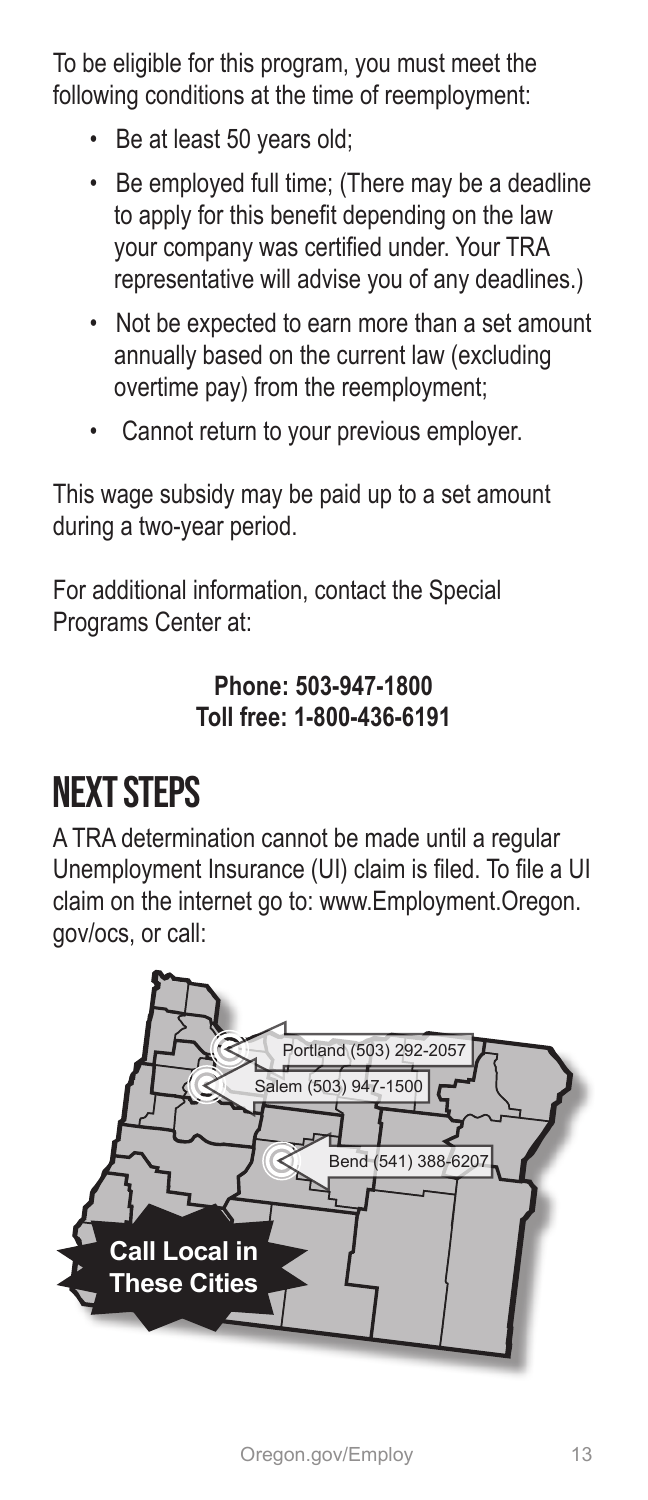To be eligible for this program, you must meet the following conditions at the time of reemployment:

- Be at least 50 years old;
- Be employed full time; (There may be a deadline to apply for this benefit depending on the law your company was certified under. Your TRA representative will advise you of any deadlines.)
- Not be expected to earn more than a set amount annually based on the current law (excluding overtime pay) from the reemployment;
- Cannot return to your previous employer.

This wage subsidy may be paid up to a set amount during a two-year period.

For additional information, contact the Special Programs Center at:

**Phone: 503-947-1800**
**Toll free: 1-800-436-6191**

# NEXT STEPS

A TRA determination cannot be made until a regular Unemployment Insurance (UI) claim is filed. To file a UI claim on the internet go to: www.Employment.Oregon.gov/ocs, or call:

Portland (503) 292-2057

Salem (503) 947-1500

Bend (541) 388-6207

**Call Local in These Cities**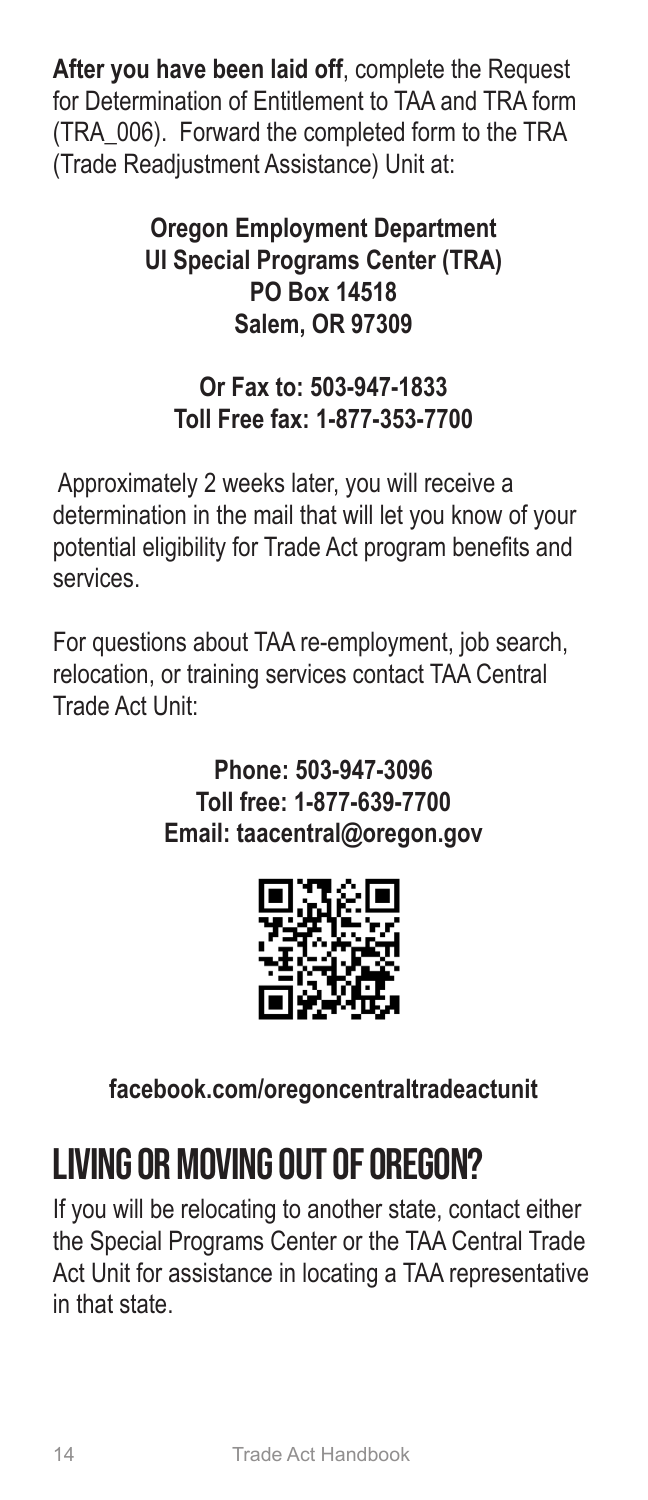**After you have been laid off**, complete the Request for Determination of Entitlement to TAA and TRA form (TRA_006). Forward the completed form to the TRA (Trade Readjustment Assistance) Unit at:

**Oregon Employment Department**
**UI Special Programs Center (TRA)**
**PO Box 14518**
**Salem, OR 97309**

**Or Fax to: 503-947-1833**
**Toll Free fax: 1-877-353-7700**

Approximately 2 weeks later, you will receive a determination in the mail that will let you know of your potential eligibility for Trade Act program benefits and services.

For questions about TAA re-employment, job search, relocation, or training services contact TAA Central Trade Act Unit:

**Phone: 503-947-3096**
**Toll free: 1-877-639-7700**
**Email: taacentral@oregon.gov**

**facebook.com/oregoncentraltradeactunit**

## LIVING OR MOVING OUT OF OREGON?

If you will be relocating to another state, contact either the Special Programs Center or the TAA Central Trade Act Unit for assistance in locating a TAA representative in that state.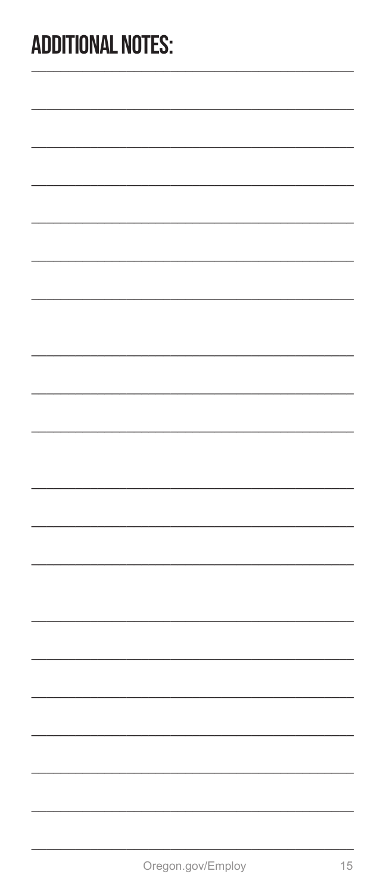# ADDITIONAL NOTES: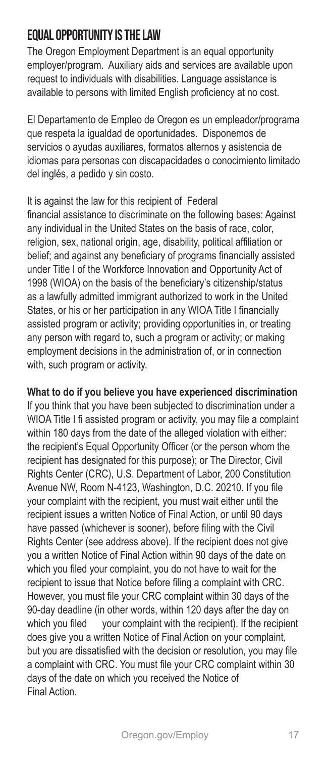## EQUAL OPPORTUNITY IS THE LAW

The Oregon Employment Department is an equal opportunity employer/program. Auxiliary aids and services are available upon request to individuals with disabilities. Language assistance is available to persons with limited English proficiency at no cost.

El Departamento de Empleo de Oregon es un empleador/programa que respeta la igualdad de oportunidades. Disponemos de servicios o ayudas auxiliares, formatos alternos y asistencia de idiomas para personas con discapacidades o conocimiento limitado del inglés, a pedido y sin costo.

It is against the law for this recipient of Federal financial assistance to discriminate on the following bases: Against any individual in the United States on the basis of race, color, religion, sex, national origin, age, disability, political affiliation or belief; and against any beneficiary of programs financially assisted under Title I of the Workforce Innovation and Opportunity Act of 1998 (WIOA) on the basis of the beneficiary's citizenship/status as a lawfully admitted immigrant authorized to work in the United States, or his or her participation in any WIOA Title I financially assisted program or activity; providing opportunities in, or treating any person with regard to, such a program or activity; or making employment decisions in the administration of, or in connection with, such program or activity.

**What to do if you believe you have experienced discrimination**

If you think that you have been subjected to discrimination under a WIOA Title I fi assisted program or activity, you may file a complaint within 180 days from the date of the alleged violation with either: the recipient's Equal Opportunity Officer (or the person whom the recipient has designated for this purpose); or The Director, Civil Rights Center (CRC), U.S. Department of Labor, 200 Constitution Avenue NW, Room N-4123, Washington, D.C. 20210. If you file your complaint with the recipient, you must wait either until the recipient issues a written Notice of Final Action, or until 90 days have passed (whichever is sooner), before filing with the Civil Rights Center (see address above). If the recipient does not give you a written Notice of Final Action within 90 days of the date on which you filed your complaint, you do not have to wait for the recipient to issue that Notice before filing a complaint with CRC. However, you must file your CRC complaint within 30 days of the 90-day deadline (in other words, within 120 days after the day on which you filed your complaint with the recipient). If the recipient does give you a written Notice of Final Action on your complaint, but you are dissatisfied with the decision or resolution, you may file a complaint with CRC. You must file your CRC complaint within 30 days of the date on which you received the Notice of Final Action.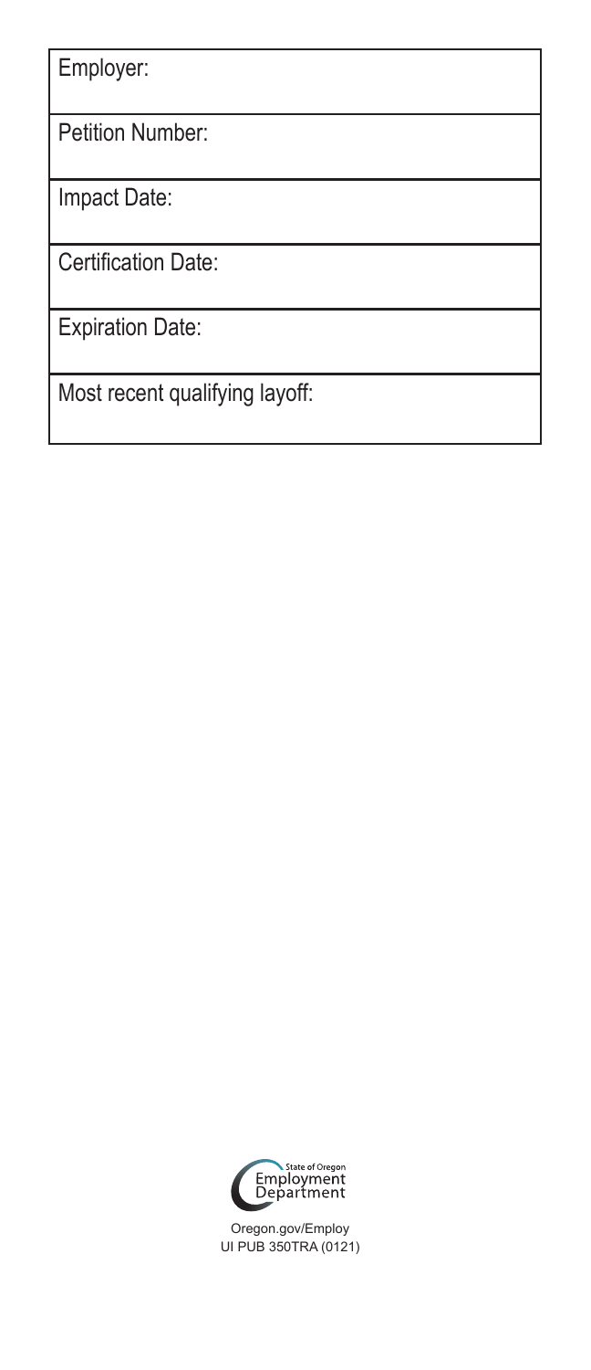| |
| --- |
| Employer: |
| Petition Number: |
| Impact Date: |
| Certification Date: |
| Expiration Date: |
| Most recent qualifying layoff: |

State of Oregon Employment Department

Oregon.gov/Employ
UI PUB 350TRA (0121)